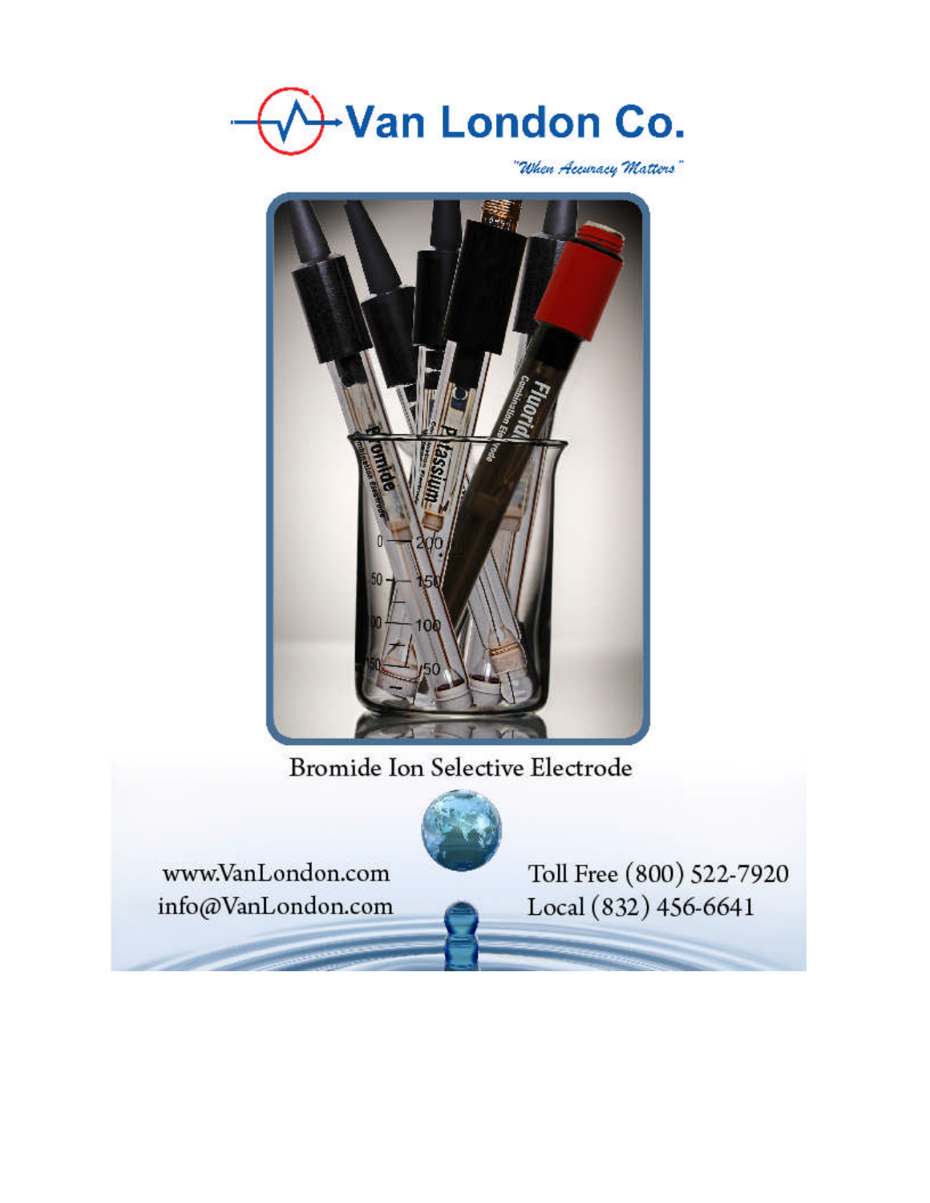# Van London Co.

*"When Accuracy Matters"*

## Bromide Ion Selective Electrode

www.VanLondon.com
info@VanLondon.com

Toll Free (800) 522-7920
Local (832) 456-6641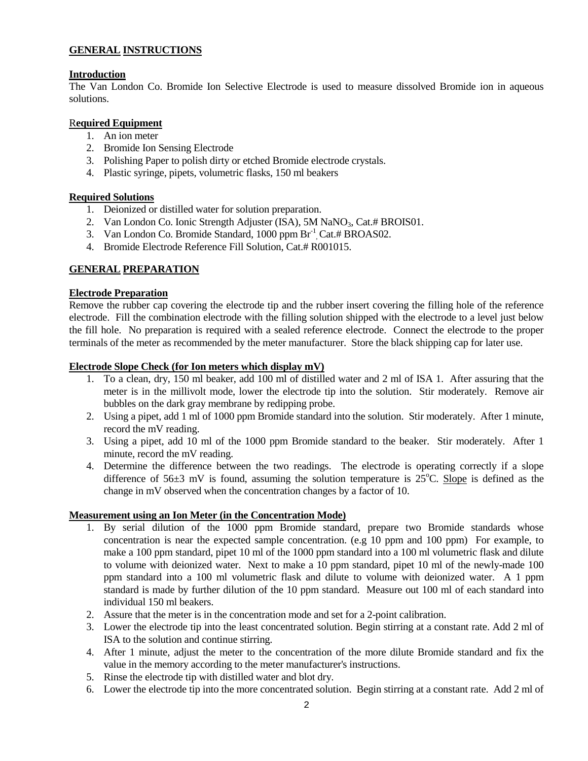## GENERAL INSTRUCTIONS

### Introduction

The Van London Co. Bromide Ion Selective Electrode is used to measure dissolved Bromide ion in aqueous solutions.

### Required Equipment

1. An ion meter
2. Bromide Ion Sensing Electrode
3. Polishing Paper to polish dirty or etched Bromide electrode crystals.
4. Plastic syringe, pipets, volumetric flasks, 150 ml beakers

### Required Solutions

1. Deionized or distilled water for solution preparation.
2. Van London Co. Ionic Strength Adjuster (ISA), 5M $NaNO_3$, Cat.# BROIS01.
3. Van London Co. Bromide Standard, 1000 ppm $Br^{-1}$, Cat.# BROAS02.
4. Bromide Electrode Reference Fill Solution, Cat.# R001015.

## GENERAL PREPARATION

### Electrode Preparation

Remove the rubber cap covering the electrode tip and the rubber insert covering the filling hole of the reference electrode. Fill the combination electrode with the filling solution shipped with the electrode to a level just below the fill hole. No preparation is required with a sealed reference electrode. Connect the electrode to the proper terminals of the meter as recommended by the meter manufacturer. Store the black shipping cap for later use.

### Electrode Slope Check (for Ion meters which display mV)

1. To a clean, dry, 150 ml beaker, add 100 ml of distilled water and 2 ml of ISA 1. After assuring that the meter is in the millivolt mode, lower the electrode tip into the solution. Stir moderately. Remove air bubbles on the dark gray membrane by redipping probe.
2. Using a pipet, add 1 ml of 1000 ppm Bromide standard into the solution. Stir moderately. After 1 minute, record the mV reading.
3. Using a pipet, add 10 ml of the 1000 ppm Bromide standard to the beaker. Stir moderately. After 1 minute, record the mV reading.
4. Determine the difference between the two readings. The electrode is operating correctly if a slope difference of $56 \pm 3$ mV is found, assuming the solution temperature is $25^{o}$C. Slope is defined as the change in mV observed when the concentration changes by a factor of 10.

### Measurement using an Ion Meter (in the Concentration Mode)

1. By serial dilution of the 1000 ppm Bromide standard, prepare two Bromide standards whose concentration is near the expected sample concentration. (e.g 10 ppm and 100 ppm) For example, to make a 100 ppm standard, pipet 10 ml of the 1000 ppm standard into a 100 ml volumetric flask and dilute to volume with deionized water. Next to make a 10 ppm standard, pipet 10 ml of the newly-made 100 ppm standard into a 100 ml volumetric flask and dilute to volume with deionized water. A 1 ppm standard is made by further dilution of the 10 ppm standard. Measure out 100 ml of each standard into individual 150 ml beakers.
2. Assure that the meter is in the concentration mode and set for a 2-point calibration.
3. Lower the electrode tip into the least concentrated solution. Begin stirring at a constant rate. Add 2 ml of ISA to the solution and continue stirring.
4. After 1 minute, adjust the meter to the concentration of the more dilute Bromide standard and fix the value in the memory according to the meter manufacturer's instructions.
5. Rinse the electrode tip with distilled water and blot dry.
6. Lower the electrode tip into the more concentrated solution. Begin stirring at a constant rate. Add 2 ml of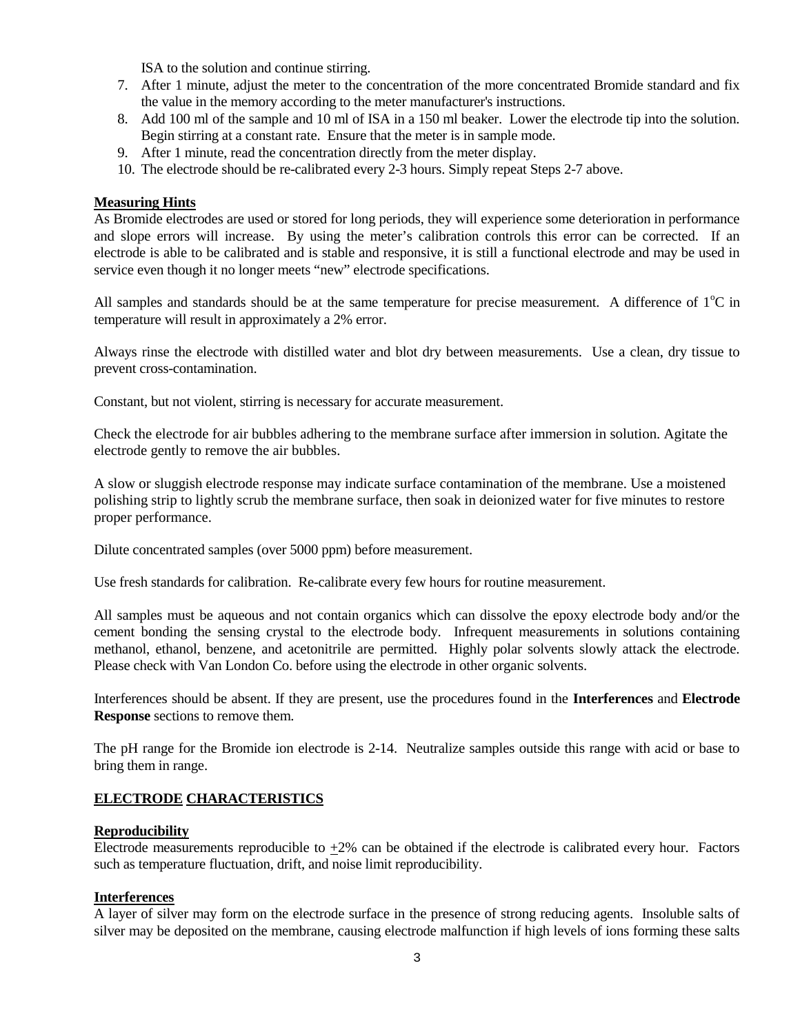ISA to the solution and continue stirring.

7. After 1 minute, adjust the meter to the concentration of the more concentrated Bromide standard and fix the value in the memory according to the meter manufacturer's instructions.
8. Add 100 ml of the sample and 10 ml of ISA in a 150 ml beaker. Lower the electrode tip into the solution. Begin stirring at a constant rate. Ensure that the meter is in sample mode.
9. After 1 minute, read the concentration directly from the meter display.
10. The electrode should be re-calibrated every 2-3 hours. Simply repeat Steps 2-7 above.

**Measuring Hints**

As Bromide electrodes are used or stored for long periods, they will experience some deterioration in performance and slope errors will increase. By using the meter's calibration controls this error can be corrected. If an electrode is able to be calibrated and is stable and responsive, it is still a functional electrode and may be used in service even though it no longer meets "new" electrode specifications.

All samples and standards should be at the same temperature for precise measurement. A difference of $1^{o}C$ in temperature will result in approximately a 2% error.

Always rinse the electrode with distilled water and blot dry between measurements. Use a clean, dry tissue to prevent cross-contamination.

Constant, but not violent, stirring is necessary for accurate measurement.

Check the electrode for air bubbles adhering to the membrane surface after immersion in solution. Agitate the electrode gently to remove the air bubbles.

A slow or sluggish electrode response may indicate surface contamination of the membrane. Use a moistened polishing strip to lightly scrub the membrane surface, then soak in deionized water for five minutes to restore proper performance.

Dilute concentrated samples (over 5000 ppm) before measurement.

Use fresh standards for calibration. Re-calibrate every few hours for routine measurement.

All samples must be aqueous and not contain organics which can dissolve the epoxy electrode body and/or the cement bonding the sensing crystal to the electrode body. Infrequent measurements in solutions containing methanol, ethanol, benzene, and acetonitrile are permitted. Highly polar solvents slowly attack the electrode. Please check with Van London Co. before using the electrode in other organic solvents.

Interferences should be absent. If they are present, use the procedures found in the **Interferences** and **Electrode Response** sections to remove them.

The pH range for the Bromide ion electrode is 2-14. Neutralize samples outside this range with acid or base to bring them in range.

## ELECTRODE CHARACTERISTICS

**Reproducibility**

Electrode measurements reproducible to $\pm$2% can be obtained if the electrode is calibrated every hour. Factors such as temperature fluctuation, drift, and noise limit reproducibility.

**Interferences**

A layer of silver may form on the electrode surface in the presence of strong reducing agents. Insoluble salts of silver may be deposited on the membrane, causing electrode malfunction if high levels of ions forming these salts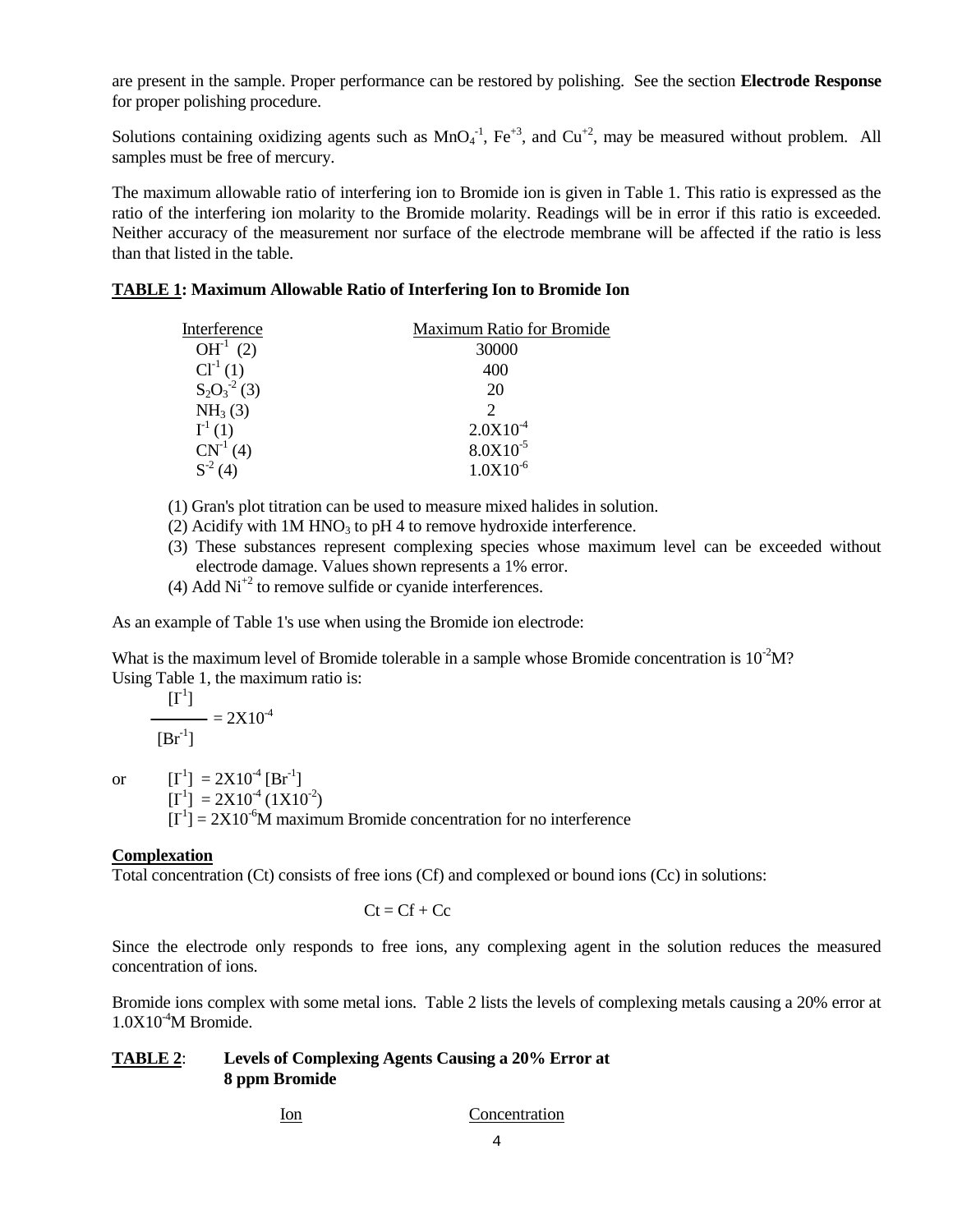are present in the sample. Proper performance can be restored by polishing. See the section **Electrode Response** for proper polishing procedure.

Solutions containing oxidizing agents such as $MnO_4^{-1}$, $Fe^{+3}$, and $Cu^{+2}$, may be measured without problem. All samples must be free of mercury.

The maximum allowable ratio of interfering ion to Bromide ion is given in Table 1. This ratio is expressed as the ratio of the interfering ion molarity to the Bromide molarity. Readings will be in error if this ratio is exceeded. Neither accuracy of the measurement nor surface of the electrode membrane will be affected if the ratio is less than that listed in the table.

**TABLE 1: Maximum Allowable Ratio of Interfering Ion to Bromide Ion**

| Interference | Maximum Ratio for Bromide |
|---|---|
| $OH^{-1}$ (2) | 30000 |
| $Cl^{-1}$ (1) | 400 |
| $S_2O_3^{-2}$ (3) | 20 |
| $NH_3$ (3) | 2 |
| $I^{-1}$ (1) | $2.0X10^{-4}$ |
| $CN^{-1}$ (4) | $8.0X10^{-5}$ |
| $S^{-2}$ (4) | $1.0X10^{-6}$ |

(1) Gran's plot titration can be used to measure mixed halides in solution.
(2) Acidify with 1M $HNO_3$ to pH 4 to remove hydroxide interference.
(3) These substances represent complexing species whose maximum level can be exceeded without electrode damage. Values shown represents a 1% error.
(4) Add $Ni^{+2}$ to remove sulfide or cyanide interferences.

As an example of Table 1's use when using the Bromide ion electrode:

What is the maximum level of Bromide tolerable in a sample whose Bromide concentration is $10^{-2}$M?
Using Table 1, the maximum ratio is:

$$\frac{[I^{-1}]}{[Br^{-1}]} = 2X10^{-4}$$

or

$$[I^{-1}] = 2X10^{-4}\,[Br^{-1}]$$
$$[I^{-1}] = 2X10^{-4}\,(1X10^{-2})$$
$$[I^{-1}] = 2X10^{-6}\text{M}$$ maximum Bromide concentration for no interference

**Complexation**

Total concentration (Ct) consists of free ions (Cf) and complexed or bound ions (Cc) in solutions:

$$Ct = Cf + Cc$$

Since the electrode only responds to free ions, any complexing agent in the solution reduces the measured concentration of ions.

Bromide ions complex with some metal ions. Table 2 lists the levels of complexing metals causing a 20% error at $1.0X10^{-4}$M Bromide.

**TABLE 2: Levels of Complexing Agents Causing a 20% Error at 8 ppm Bromide**

| Ion | Concentration |
|---|---|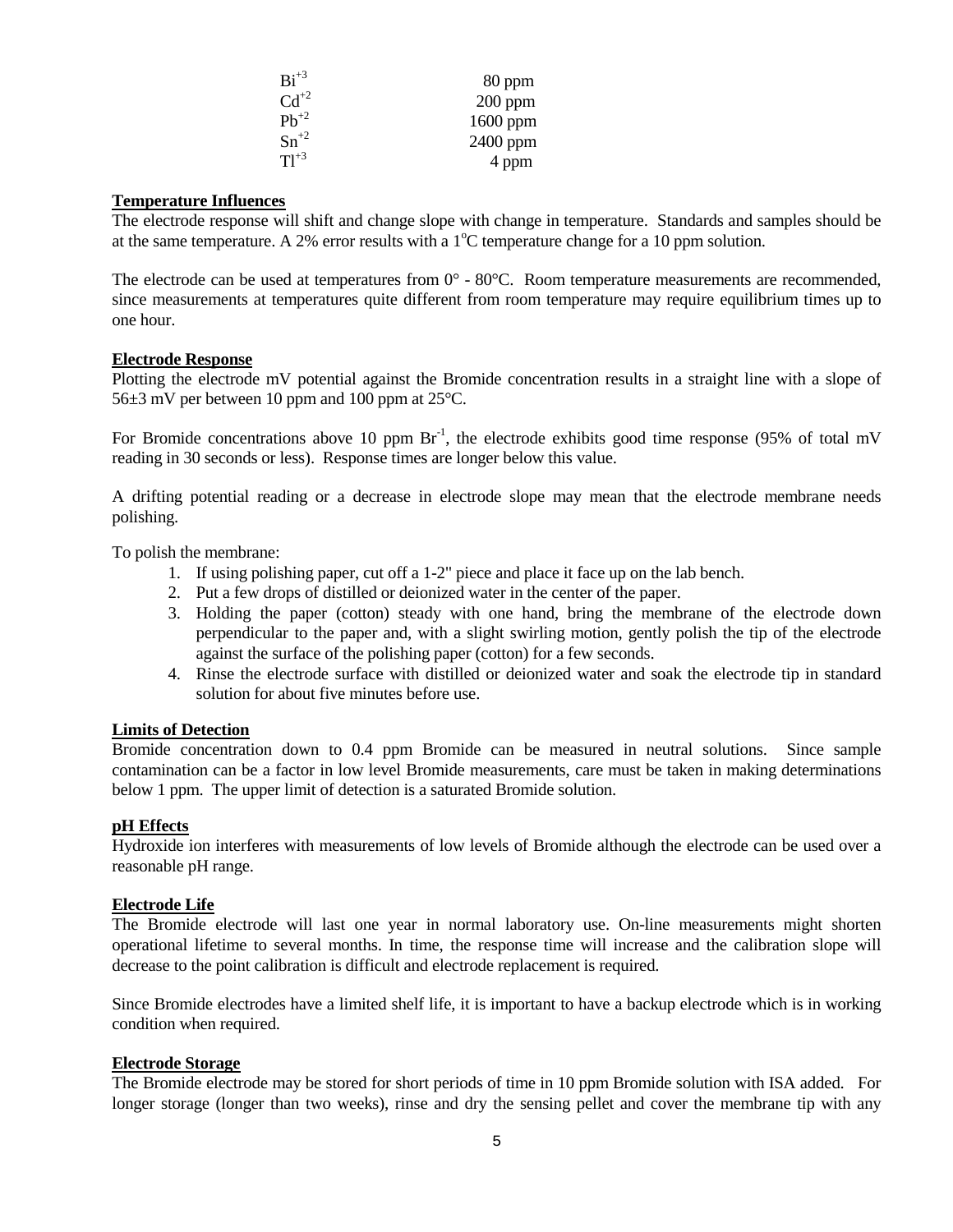| | |
|---|---|
| $Bi^{+3}$ | 80 ppm |
| $Cd^{+2}$ | 200 ppm |
| $Pb^{+2}$ | 1600 ppm |
| $Sn^{+2}$ | 2400 ppm |
| $Tl^{+3}$ | 4 ppm |

**Temperature Influences**

The electrode response will shift and change slope with change in temperature. Standards and samples should be at the same temperature. A 2% error results with a 1°C temperature change for a 10 ppm solution.

The electrode can be used at temperatures from 0° - 80°C. Room temperature measurements are recommended, since measurements at temperatures quite different from room temperature may require equilibrium times up to one hour.

**Electrode Response**

Plotting the electrode mV potential against the Bromide concentration results in a straight line with a slope of 56±3 mV per between 10 ppm and 100 ppm at 25°C.

For Bromide concentrations above 10 ppm $Br^{-1}$, the electrode exhibits good time response (95% of total mV reading in 30 seconds or less). Response times are longer below this value.

A drifting potential reading or a decrease in electrode slope may mean that the electrode membrane needs polishing.

To polish the membrane:

1. If using polishing paper, cut off a 1-2" piece and place it face up on the lab bench.
2. Put a few drops of distilled or deionized water in the center of the paper.
3. Holding the paper (cotton) steady with one hand, bring the membrane of the electrode down perpendicular to the paper and, with a slight swirling motion, gently polish the tip of the electrode against the surface of the polishing paper (cotton) for a few seconds.
4. Rinse the electrode surface with distilled or deionized water and soak the electrode tip in standard solution for about five minutes before use.

**Limits of Detection**

Bromide concentration down to 0.4 ppm Bromide can be measured in neutral solutions. Since sample contamination can be a factor in low level Bromide measurements, care must be taken in making determinations below 1 ppm. The upper limit of detection is a saturated Bromide solution.

**pH Effects**

Hydroxide ion interferes with measurements of low levels of Bromide although the electrode can be used over a reasonable pH range.

**Electrode Life**

The Bromide electrode will last one year in normal laboratory use. On-line measurements might shorten operational lifetime to several months. In time, the response time will increase and the calibration slope will decrease to the point calibration is difficult and electrode replacement is required.

Since Bromide electrodes have a limited shelf life, it is important to have a backup electrode which is in working condition when required.

**Electrode Storage**

The Bromide electrode may be stored for short periods of time in 10 ppm Bromide solution with ISA added. For longer storage (longer than two weeks), rinse and dry the sensing pellet and cover the membrane tip with any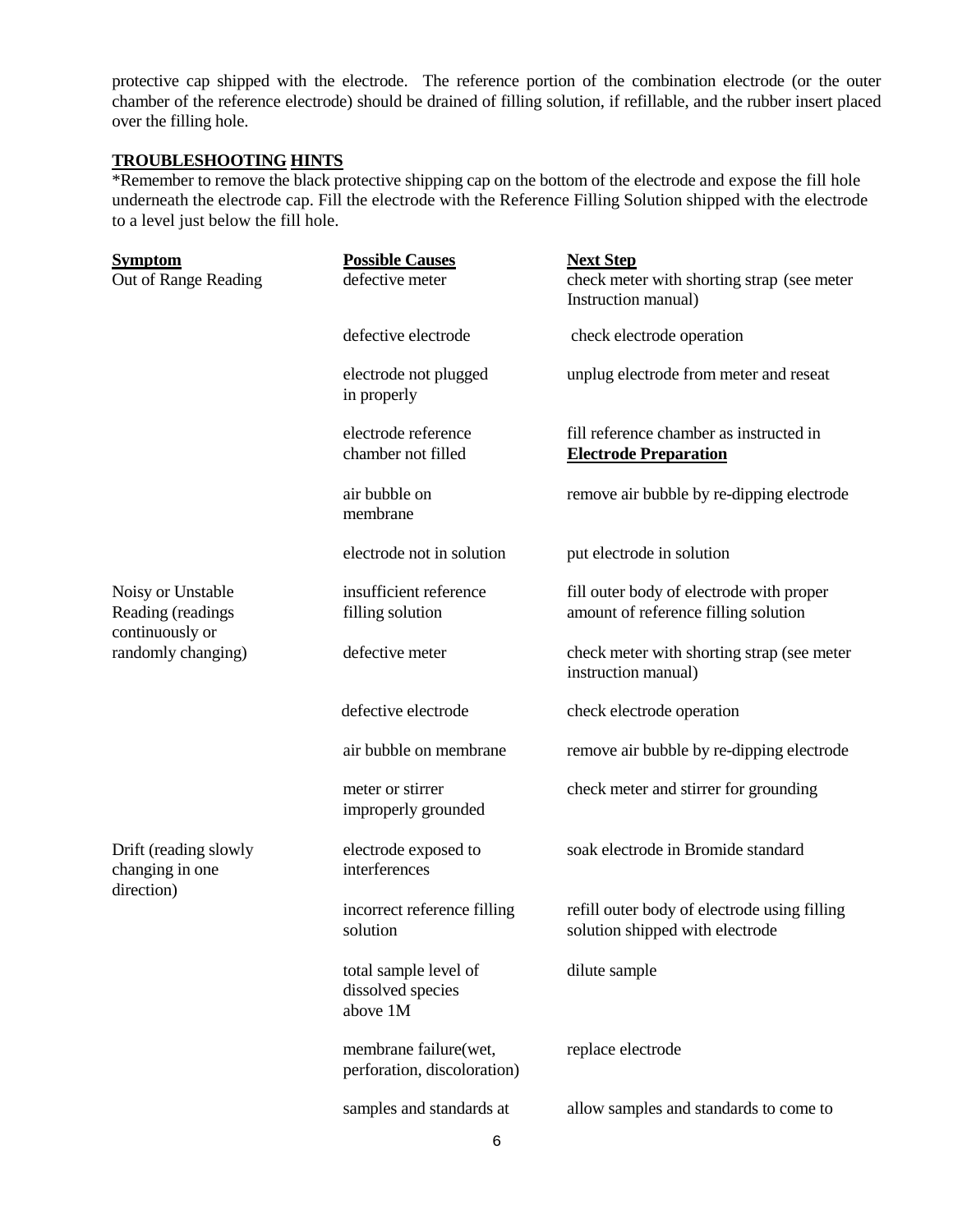protective cap shipped with the electrode. The reference portion of the combination electrode (or the outer chamber of the reference electrode) should be drained of filling solution, if refillable, and the rubber insert placed over the filling hole.

## **TROUBLESHOOTING HINTS**

*Remember to remove the black protective shipping cap on the bottom of the electrode and expose the fill hole underneath the electrode cap. Fill the electrode with the Reference Filling Solution shipped with the electrode to a level just below the fill hole.

| **Symptom** | **Possible Causes** | **Next Step** |
| --- | --- | --- |
| Out of Range Reading | defective meter | check meter with shorting strap (see meter Instruction manual) |
| | defective electrode | check electrode operation |
| | electrode not plugged in properly | unplug electrode from meter and reseat |
| | electrode reference chamber not filled | fill reference chamber as instructed in **Electrode Preparation** |
| | air bubble on membrane | remove air bubble by re-dipping electrode |
| | electrode not in solution | put electrode in solution |
| Noisy or Unstable Reading (readings continuously or randomly changing) | insufficient reference filling solution | fill outer body of electrode with proper amount of reference filling solution |
| | defective meter | check meter with shorting strap (see meter instruction manual) |
| | defective electrode | check electrode operation |
| | air bubble on membrane | remove air bubble by re-dipping electrode |
| | meter or stirrer improperly grounded | check meter and stirrer for grounding |
| Drift (reading slowly changing in one direction) | electrode exposed to interferences | soak electrode in Bromide standard |
| | incorrect reference filling solution | refill outer body of electrode using filling solution shipped with electrode |
| | total sample level of dissolved species above 1M | dilute sample |
| | membrane failure(wet, perforation, discoloration) | replace electrode |
| | samples and standards at | allow samples and standards to come to |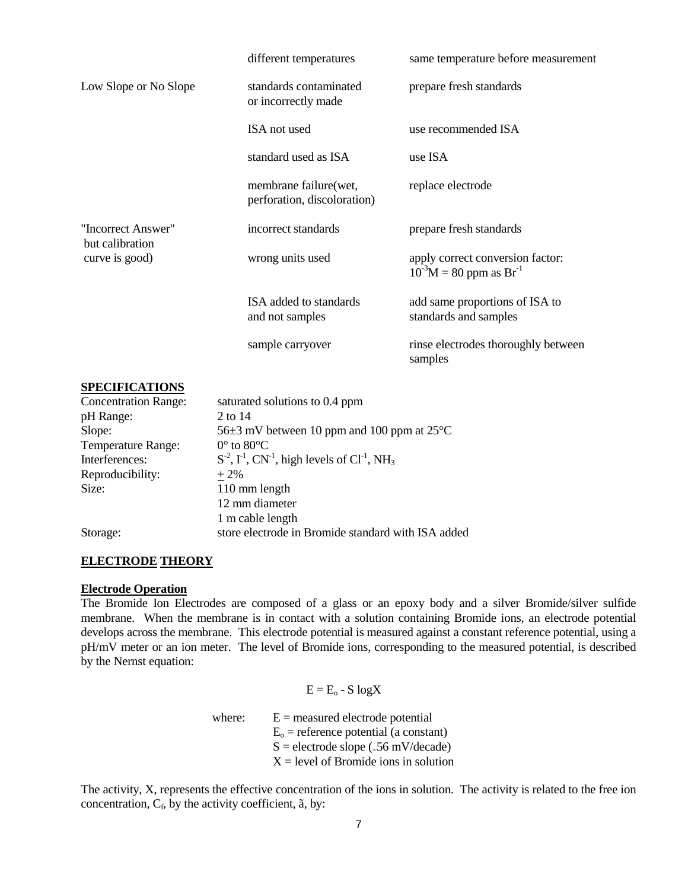| | | |
|---|---|---|
| | different temperatures | same temperature before measurement |
| Low Slope or No Slope | standards contaminated or incorrectly made | prepare fresh standards |
| | ISA not used | use recommended ISA |
| | standard used as ISA | use ISA |
| | membrane failure(wet, perforation, discoloration) | replace electrode |
| "Incorrect Answer" but calibration curve is good) | incorrect standards | prepare fresh standards |
| | wrong units used | apply correct conversion factor: $10^{-3}$M = 80 ppm as $Br^{-1}$ |
| | ISA added to standards and not samples | add same proportions of ISA to standards and samples |
| | sample carryover | rinse electrodes thoroughly between samples |

## SPECIFICATIONS

| | |
|---|---|
| Concentration Range: | saturated solutions to 0.4 ppm |
| pH Range: | 2 to 14 |
| Slope: | 56±3 mV between 10 ppm and 100 ppm at 25°C |
| Temperature Range: | 0° to 80°C |
| Interferences: | $S^{-2}$, $I^{-1}$, $CN^{-1}$, high levels of $Cl^{-1}$, $NH_3$ |
| Reproducibility: | ± 2% |
| Size: | 110 mm length<br>12 mm diameter<br>1 m cable length |
| Storage: | store electrode in Bromide standard with ISA added |

## ELECTRODE THEORY

### Electrode Operation

The Bromide Ion Electrodes are composed of a glass or an epoxy body and a silver Bromide/silver sulfide membrane. When the membrane is in contact with a solution containing Bromide ions, an electrode potential develops across the membrane. This electrode potential is measured against a constant reference potential, using a pH/mV meter or an ion meter. The level of Bromide ions, corresponding to the measured potential, is described by the Nernst equation:

$$E = E_o - S \log X$$

where:
- $E$ = measured electrode potential
- $E_o$ = reference potential (a constant)
- $S$ = electrode slope (~56 mV/decade)
- $X$ = level of Bromide ions in solution

The activity, X, represents the effective concentration of the ions in solution. The activity is related to the free ion concentration, $C_f$, by the activity coefficient, ã, by: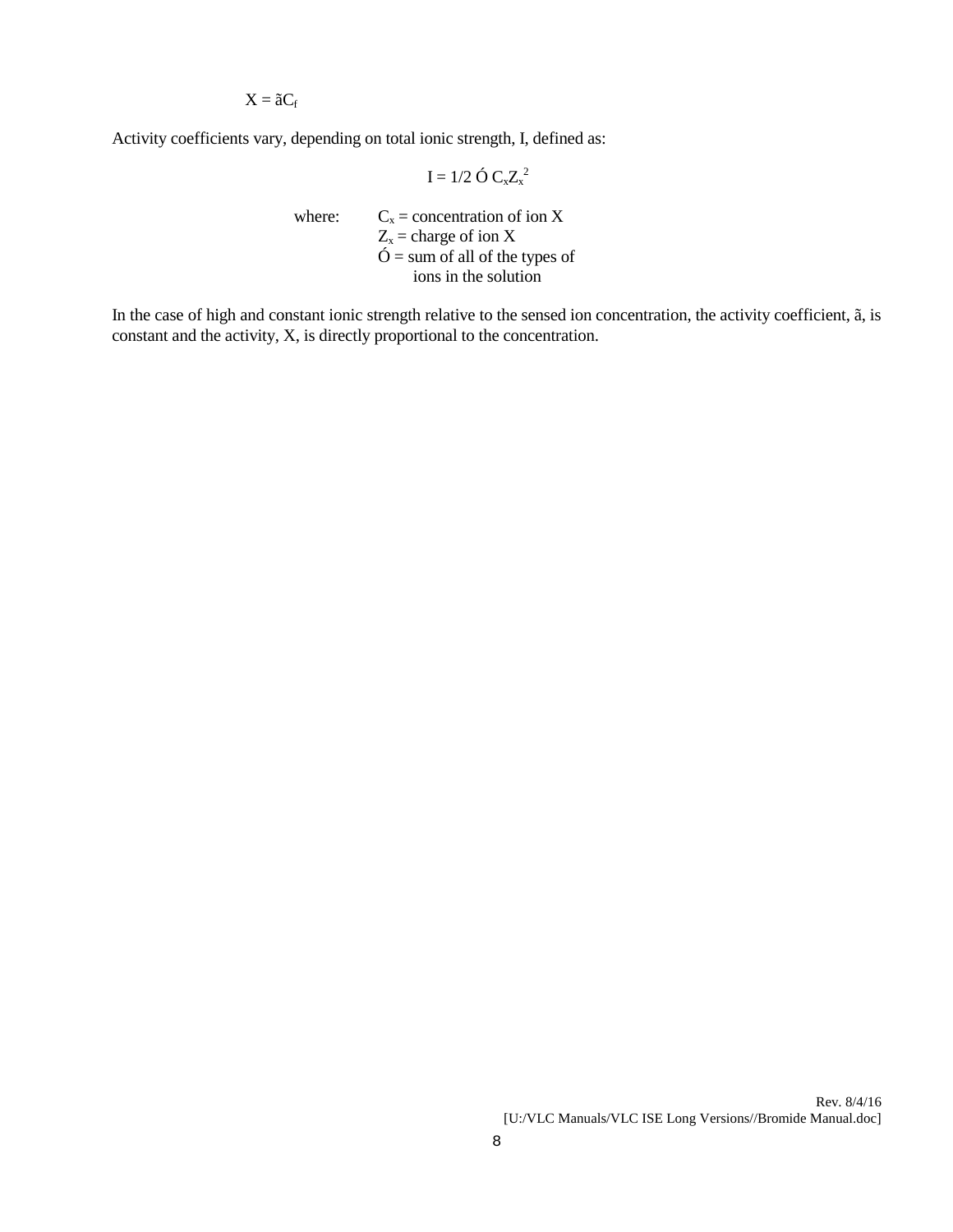$$X = \tilde{a}C_f$$

Activity coefficients vary, depending on total ionic strength, I, defined as:

$$I = 1/2\ \acute{O}\ C_x Z_x^2$$

where:
$C_x$ = concentration of ion X
$Z_x$ = charge of ion X
Ó = sum of all of the types of ions in the solution

In the case of high and constant ionic strength relative to the sensed ion concentration, the activity coefficient, ã, is constant and the activity, X, is directly proportional to the concentration.

Rev. 8/4/16
[U:/VLC Manuals/VLC ISE Long Versions//Bromide Manual.doc]